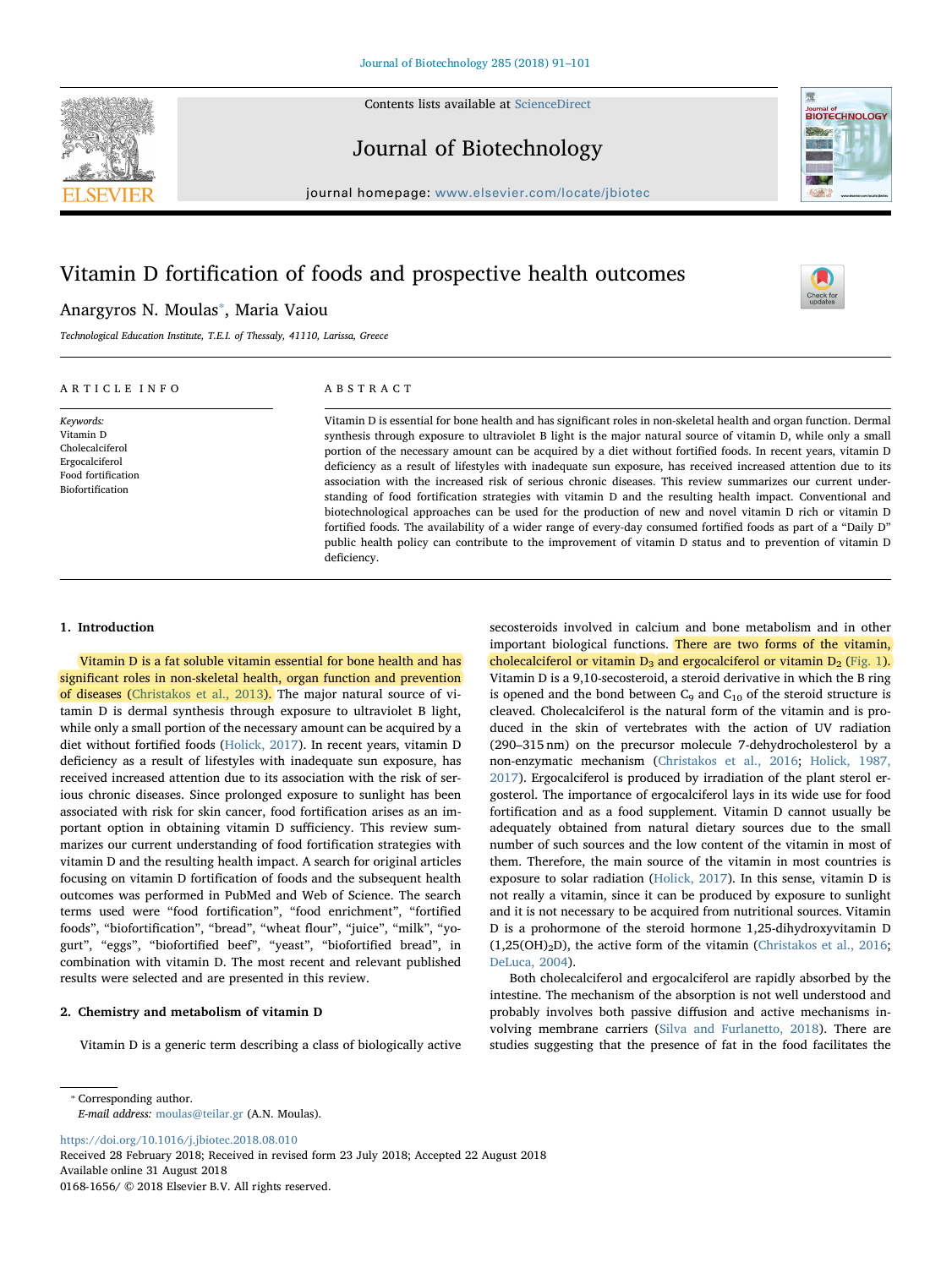Contents lists available at ScienceDirect

# Journal of Biotechnology

journal homepage: www.elsevier.com/locate/jbiotec

# Vitamin D fortification of foods and prospective health outcomes

Anargyros N. Moulas*, Maria Vaiou

*Technological Education Institute, T.E.I. of Thessaly, 41110, Larissa, Greece*

**ARTICLE INFO**

*Keywords:*
Vitamin D
Cholecalciferol
Ergocalciferol
Food fortification
Biofortification

**ABSTRACT**

Vitamin D is essential for bone health and has significant roles in non-skeletal health and organ function. Dermal synthesis through exposure to ultraviolet B light is the major natural source of vitamin D, while only a small portion of the necessary amount can be acquired by a diet without fortified foods. In recent years, vitamin D deficiency as a result of lifestyles with inadequate sun exposure, has received increased attention due to its association with the increased risk of serious chronic diseases. This review summarizes our current understanding of food fortification strategies with vitamin D and the resulting health impact. Conventional and biotechnological approaches can be used for the production of new and novel vitamin D rich or vitamin D fortified foods. The availability of a wider range of every-day consumed fortified foods as part of a "Daily D" public health policy can contribute to the improvement of vitamin D status and to prevention of vitamin D deficiency.

## 1. Introduction

Vitamin D is a fat soluble vitamin essential for bone health and has significant roles in non-skeletal health, organ function and prevention of diseases (Christakos et al., 2013). The major natural source of vitamin D is dermal synthesis through exposure to ultraviolet B light, while only a small portion of the necessary amount can be acquired by a diet without fortified foods (Holick, 2017). In recent years, vitamin D deficiency as a result of lifestyles with inadequate sun exposure, has received increased attention due to its association with the risk of serious chronic diseases. Since prolonged exposure to sunlight has been associated with risk for skin cancer, food fortification arises as an important option in obtaining vitamin D sufficiency. This review summarizes our current understanding of food fortification strategies with vitamin D and the resulting health impact. A search for original articles focusing on vitamin D fortification of foods and the subsequent health outcomes was performed in PubMed and Web of Science. The search terms used were "food fortification", "food enrichment", "fortified foods", "biofortification", "bread", "wheat flour", "juice", "milk", "yogurt", "eggs", "biofortified beef", "yeast", "biofortified bread", in combination with vitamin D. The most recent and relevant published results were selected and are presented in this review.

## 2. Chemistry and metabolism of vitamin D

Vitamin D is a generic term describing a class of biologically active secosteroids involved in calcium and bone metabolism and in other important biological functions. There are two forms of the vitamin, cholecalciferol or vitamin $D_3$ and ergocalciferol or vitamin $D_2$ (Fig. 1). Vitamin D is a 9,10-secosteroid, a steroid derivative in which the B ring is opened and the bond between $C_9$ and $C_{10}$ of the steroid structure is cleaved. Cholecalciferol is the natural form of the vitamin and is produced in the skin of vertebrates with the action of UV radiation (290–315 nm) on the precursor molecule 7-dehydrocholesterol by a non-enzymatic mechanism (Christakos et al., 2016; Holick, 1987, 2017). Ergocalciferol is produced by irradiation of the plant sterol ergosterol. The importance of ergocalciferol lays in its wide use for food fortification and as a food supplement. Vitamin D cannot usually be adequately obtained from natural dietary sources due to the small number of such sources and the low content of the vitamin in most of them. Therefore, the main source of the vitamin in most countries is exposure to solar radiation (Holick, 2017). In this sense, vitamin D is not really a vitamin, since it can be produced by exposure to sunlight and it is not necessary to be acquired from nutritional sources. Vitamin D is a prohormone of the steroid hormone 1,25-dihydroxyvitamin D ($1,25(OH)_2D$), the active form of the vitamin (Christakos et al., 2016; DeLuca, 2004).

Both cholecalciferol and ergocalciferol are rapidly absorbed by the intestine. The mechanism of the absorption is not well understood and probably involves both passive diffusion and active mechanisms involving membrane carriers (Silva and Furlanetto, 2018). There are studies suggesting that the presence of fat in the food facilitates the

* Corresponding author.
*E-mail address:* moulas@teilar.gr (A.N. Moulas).

https://doi.org/10.1016/j.jbiotec.2018.08.010
Received 28 February 2018; Received in revised form 23 July 2018; Accepted 22 August 2018
Available online 31 August 2018
0168-1656/ © 2018 Elsevier B.V. All rights reserved.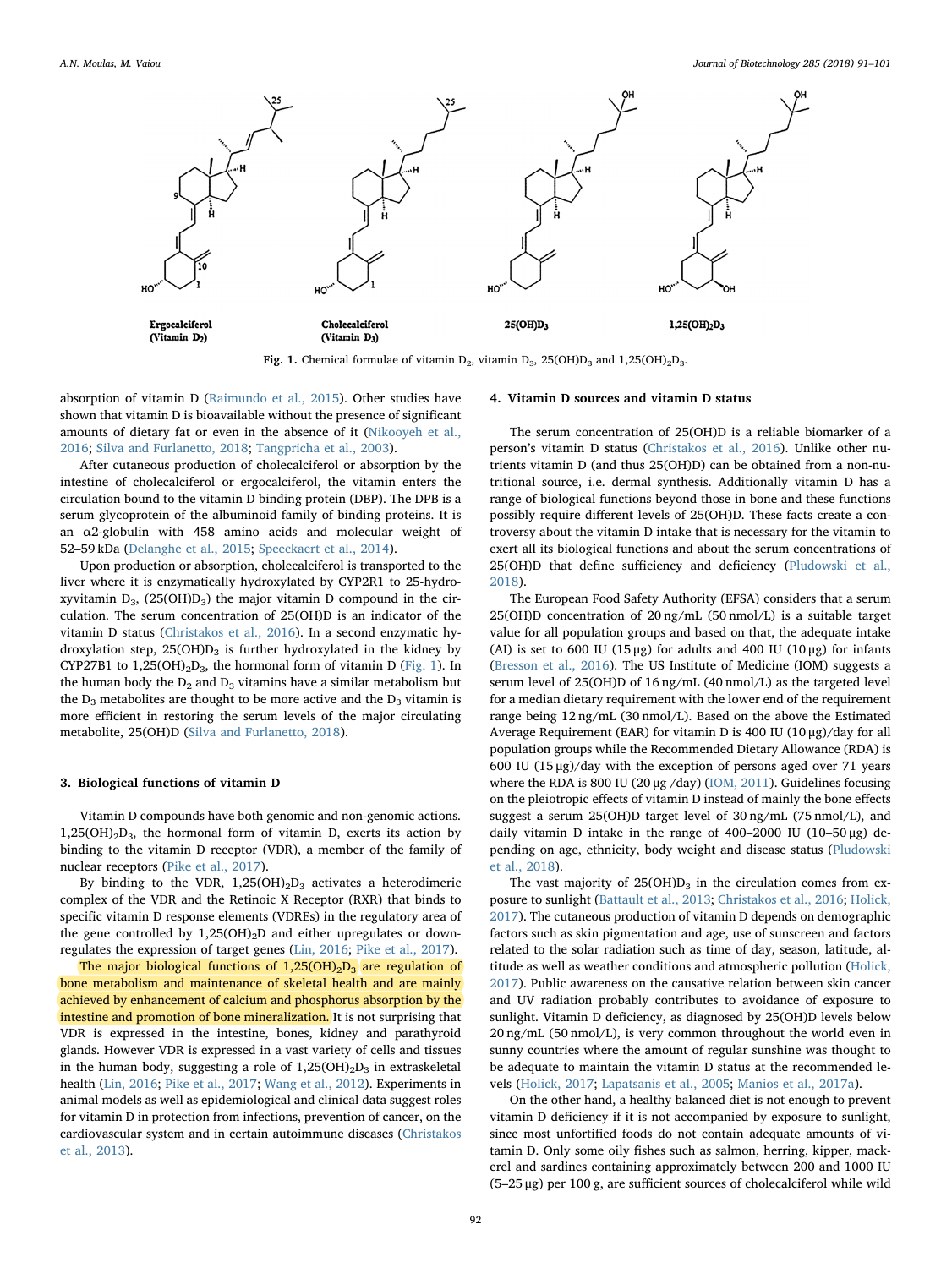Fig. 1. Chemical formulae of vitamin $D_2$, vitamin $D_3$, $25(OH)D_3$ and $1,25(OH)_2D_3$.

absorption of vitamin D (Raimundo et al., 2015). Other studies have shown that vitamin D is bioavailable without the presence of significant amounts of dietary fat or even in the absence of it (Nikooyeh et al., 2016; Silva and Furlanetto, 2018; Tangpricha et al., 2003).

After cutaneous production of cholecalciferol or absorption by the intestine of cholecalciferol or ergocalciferol, the vitamin enters the circulation bound to the vitamin D binding protein (DBP). The DPB is a serum glycoprotein of the albuminoid family of binding proteins. It is an α2-globulin with 458 amino acids and molecular weight of 52–59 kDa (Delanghe et al., 2015; Speeckaert et al., 2014).

Upon production or absorption, cholecalciferol is transported to the liver where it is enzymatically hydroxylated by CYP2R1 to 25-hydroxyvitamin $D_3$, ($25(OH)D_3$) the major vitamin D compound in the circulation. The serum concentration of 25(OH)D is an indicator of the vitamin D status (Christakos et al., 2016). In a second enzymatic hydroxylation step, $25(OH)D_3$ is further hydroxylated in the kidney by CYP27B1 to $1,25(OH)_2D_3$, the hormonal form of vitamin D (Fig. 1). In the human body the $D_2$ and $D_3$ vitamins have a similar metabolism but the $D_3$ metabolites are thought to be more active and the $D_3$ vitamin is more efficient in restoring the serum levels of the major circulating metabolite, 25(OH)D (Silva and Furlanetto, 2018).

## 3. Biological functions of vitamin D

Vitamin D compounds have both genomic and non-genomic actions. $1,25(OH)_2D_3$, the hormonal form of vitamin D, exerts its action by binding to the vitamin D receptor (VDR), a member of the family of nuclear receptors (Pike et al., 2017).

By binding to the VDR, $1,25(OH)_2D_3$ activates a heterodimeric complex of the VDR and the Retinoic X Receptor (RXR) that binds to specific vitamin D response elements (VDREs) in the regulatory area of the gene controlled by $1,25(OH)_2D$ and either upregulates or downregulates the expression of target genes (Lin, 2016; Pike et al., 2017).

The major biological functions of $1,25(OH)_2D_3$ are regulation of bone metabolism and maintenance of skeletal health and are mainly achieved by enhancement of calcium and phosphorus absorption by the intestine and promotion of bone mineralization. It is not surprising that VDR is expressed in the intestine, bones, kidney and parathyroid glands. However VDR is expressed in a vast variety of cells and tissues in the human body, suggesting a role of $1,25(OH)_2D_3$ in extraskeletal health (Lin, 2016; Pike et al., 2017; Wang et al., 2012). Experiments in animal models as well as epidemiological and clinical data suggest roles for vitamin D in protection from infections, prevention of cancer, on the cardiovascular system and in certain autoimmune diseases (Christakos et al., 2013).

## 4. Vitamin D sources and vitamin D status

The serum concentration of 25(OH)D is a reliable biomarker of a person's vitamin D status (Christakos et al., 2016). Unlike other nutrients vitamin D (and thus 25(OH)D) can be obtained from a non-nutritional source, i.e. dermal synthesis. Additionally vitamin D has a range of biological functions beyond those in bone and these functions possibly require different levels of 25(OH)D. These facts create a controversy about the vitamin D intake that is necessary for the vitamin to exert all its biological functions and about the serum concentrations of 25(OH)D that define sufficiency and deficiency (Pludowski et al., 2018).

The European Food Safety Authority (EFSA) considers that a serum 25(OH)D concentration of 20 ng/mL (50 nmol/L) is a suitable target value for all population groups and based on that, the adequate intake (AI) is set to 600 IU (15 μg) for adults and 400 IU (10 μg) for infants (Bresson et al., 2016). The US Institute of Medicine (IOM) suggests a serum level of 25(OH)D of 16 ng/mL (40 nmol/L) as the targeted level for a median dietary requirement with the lower end of the requirement range being 12 ng/mL (30 nmol/L). Based on the above the Estimated Average Requirement (EAR) for vitamin D is 400 IU (10 μg)/day for all population groups while the Recommended Dietary Allowance (RDA) is 600 IU (15 μg)/day with the exception of persons aged over 71 years where the RDA is 800 IU (20 μg /day) (IOM, 2011). Guidelines focusing on the pleiotropic effects of vitamin D instead of mainly the bone effects suggest a serum 25(OH)D target level of 30 ng/mL (75 nmol/L), and daily vitamin D intake in the range of 400–2000 IU (10–50 μg) depending on age, ethnicity, body weight and disease status (Pludowski et al., 2018).

The vast majority of $25(OH)D_3$ in the circulation comes from exposure to sunlight (Battault et al., 2013; Christakos et al., 2016; Holick, 2017). The cutaneous production of vitamin D depends on demographic factors such as skin pigmentation and age, use of sunscreen and factors related to the solar radiation such as time of day, season, latitude, altitude as well as weather conditions and atmospheric pollution (Holick, 2017). Public awareness on the causative relation between skin cancer and UV radiation probably contributes to avoidance of exposure to sunlight. Vitamin D deficiency, as diagnosed by 25(OH)D levels below 20 ng/mL (50 nmol/L), is very common throughout the world even in sunny countries where the amount of regular sunshine was thought to be adequate to maintain the vitamin D status at the recommended levels (Holick, 2017; Lapatsanis et al., 2005; Manios et al., 2017a).

On the other hand, a healthy balanced diet is not enough to prevent vitamin D deficiency if it is not accompanied by exposure to sunlight, since most unfortified foods do not contain adequate amounts of vitamin D. Only some oily fishes such as salmon, herring, kipper, mackerel and sardines containing approximately between 200 and 1000 IU (5–25 μg) per 100 g, are sufficient sources of cholecalciferol while wild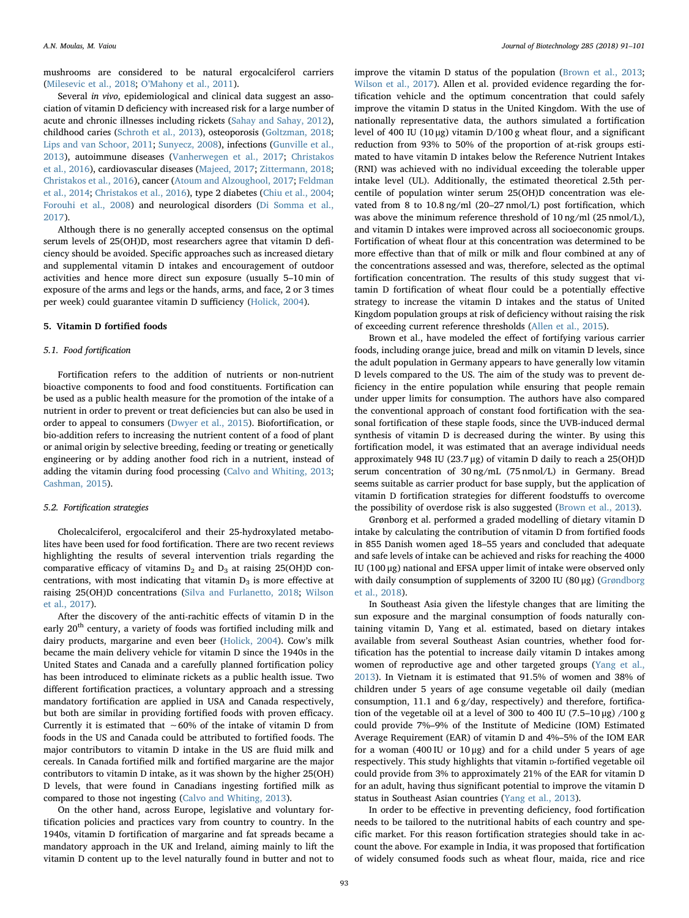mushrooms are considered to be natural ergocalciferol carriers (Milesevic et al., 2018; O'Mahony et al., 2011).

Several *in vivo*, epidemiological and clinical data suggest an association of vitamin D deficiency with increased risk for a large number of acute and chronic illnesses including rickets (Sahay and Sahay, 2012), childhood caries (Schroth et al., 2013), osteoporosis (Goltzman, 2018; Lips and van Schoor, 2011; Sunyecz, 2008), infections (Gunville et al., 2013), autoimmune diseases (Vanherwegen et al., 2017; Christakos et al., 2016), cardiovascular diseases (Majeed, 2017; Zittermann, 2018; Christakos et al., 2016), cancer (Atoum and Alzoughool, 2017; Feldman et al., 2014; Christakos et al., 2016), type 2 diabetes (Chiu et al., 2004; Forouhi et al., 2008) and neurological disorders (Di Somma et al., 2017).

Although there is no generally accepted consensus on the optimal serum levels of 25(OH)D, most researchers agree that vitamin D deficiency should be avoided. Specific approaches such as increased dietary and supplemental vitamin D intakes and encouragement of outdoor activities and hence more direct sun exposure (usually 5–10 min of exposure of the arms and legs or the hands, arms, and face, 2 or 3 times per week) could guarantee vitamin D sufficiency (Holick, 2004).

## 5. Vitamin D fortified foods

### 5.1. Food fortification

Fortification refers to the addition of nutrients or non-nutrient bioactive components to food and food constituents. Fortification can be used as a public health measure for the promotion of the intake of a nutrient in order to prevent or treat deficiencies but can also be used in order to appeal to consumers (Dwyer et al., 2015). Biofortification, or bio-addition refers to increasing the nutrient content of a food of plant or animal origin by selective breeding, feeding or treating or genetically engineering or by adding another food rich in a nutrient, instead of adding the vitamin during food processing (Calvo and Whiting, 2013; Cashman, 2015).

### 5.2. Fortification strategies

Cholecalciferol, ergocalciferol and their 25-hydroxylated metabolites have been used for food fortification. There are two recent reviews highlighting the results of several intervention trials regarding the comparative efficacy of vitamins $D_2$ and $D_3$ at raising 25(OH)D concentrations, with most indicating that vitamin $D_3$ is more effective at raising 25(OH)D concentrations (Silva and Furlanetto, 2018; Wilson et al., 2017).

After the discovery of the anti-rachitic effects of vitamin D in the early 20[th] century, a variety of foods was fortified including milk and dairy products, margarine and even beer (Holick, 2004). Cow's milk became the main delivery vehicle for vitamin D since the 1940s in the United States and Canada and a carefully planned fortification policy has been introduced to eliminate rickets as a public health issue. Two different fortification practices, a voluntary approach and a stressing mandatory fortification are applied in USA and Canada respectively, but both are similar in providing fortified foods with proven efficacy. Currently it is estimated that ~60% of the intake of vitamin D from foods in the US and Canada could be attributed to fortified foods. The major contributors to vitamin D intake in the US are fluid milk and cereals. In Canada fortified milk and fortified margarine are the major contributors to vitamin D intake, as it was shown by the higher 25(OH) D levels, that were found in Canadians ingesting fortified milk as compared to those not ingesting (Calvo and Whiting, 2013).

On the other hand, across Europe, legislative and voluntary fortification policies and practices vary from country to country. In the 1940s, vitamin D fortification of margarine and fat spreads became a mandatory approach in the UK and Ireland, aiming mainly to lift the vitamin D content up to the level naturally found in butter and not to improve the vitamin D status of the population (Brown et al., 2013; Wilson et al., 2017). Allen et al. provided evidence regarding the fortification vehicle and the optimum concentration that could safely improve the vitamin D status in the United Kingdom. With the use of nationally representative data, the authors simulated a fortification level of 400 IU (10 μg) vitamin D/100 g wheat flour, and a significant reduction from 93% to 50% of the proportion of at-risk groups estimated to have vitamin D intakes below the Reference Nutrient Intakes (RNI) was achieved with no individual exceeding the tolerable upper intake level (UL). Additionally, the estimated theoretical 2.5th percentile of population winter serum 25(OH)D concentration was elevated from 8 to 10.8 ng/ml (20–27 nmol/L) post fortification, which was above the minimum reference threshold of 10 ng/ml (25 nmol/L), and vitamin D intakes were improved across all socioeconomic groups. Fortification of wheat flour at this concentration was determined to be more effective than that of milk or milk and flour combined at any of the concentrations assessed and was, therefore, selected as the optimal fortification concentration. The results of this study suggest that vitamin D fortification of wheat flour could be a potentially effective strategy to increase the vitamin D intakes and the status of United Kingdom population groups at risk of deficiency without raising the risk of exceeding current reference thresholds (Allen et al., 2015).

Brown et al., have modeled the effect of fortifying various carrier foods, including orange juice, bread and milk on vitamin D levels, since the adult population in Germany appears to have generally low vitamin D levels compared to the US. The aim of the study was to prevent deficiency in the entire population while ensuring that people remain under upper limits for consumption. The authors have also compared the conventional approach of constant food fortification with the seasonal fortification of these staple foods, since the UVB-induced dermal synthesis of vitamin D is decreased during the winter. By using this fortification model, it was estimated that an average individual needs approximately 948 IU (23.7 μg) of vitamin D daily to reach a 25(OH)D serum concentration of 30 ng/mL (75 nmol/L) in Germany. Bread seems suitable as carrier product for base supply, but the application of vitamin D fortification strategies for different foodstuffs to overcome the possibility of overdose risk is also suggested (Brown et al., 2013).

Grønborg et al. performed a graded modelling of dietary vitamin D intake by calculating the contribution of vitamin D from fortified foods in 855 Danish women aged 18–55 years and concluded that adequate and safe levels of intake can be achieved and risks for reaching the 4000 IU (100 μg) national and EFSA upper limit of intake were observed only with daily consumption of supplements of 3200 IU (80 μg) (Grøndborg et al., 2018).

In Southeast Asia given the lifestyle changes that are limiting the sun exposure and the marginal consumption of foods naturally containing vitamin D, Yang et al. estimated, based on dietary intakes available from several Southeast Asian countries, whether food fortification has the potential to increase daily vitamin D intakes among women of reproductive age and other targeted groups (Yang et al., 2013). In Vietnam it is estimated that 91.5% of women and 38% of children under 5 years of age consume vegetable oil daily (median consumption, 11.1 and 6 g/day, respectively) and therefore, fortification of the vegetable oil at a level of 300 to 400 IU (7.5–10 μg) /100 g could provide 7%–9% of the Institute of Medicine (IOM) Estimated Average Requirement (EAR) of vitamin D and 4%–5% of the IOM EAR for a woman (400 IU or 10 μg) and for a child under 5 years of age respectively. This study highlights that vitamin D-fortified vegetable oil could provide from 3% to approximately 21% of the EAR for vitamin D for an adult, having thus significant potential to improve the vitamin D status in Southeast Asian countries (Yang et al., 2013).

In order to be effective in preventing deficiency, food fortification needs to be tailored to the nutritional habits of each country and specific market. For this reason fortification strategies should take in account the above. For example in India, it was proposed that fortification of widely consumed foods such as wheat flour, maida, rice and rice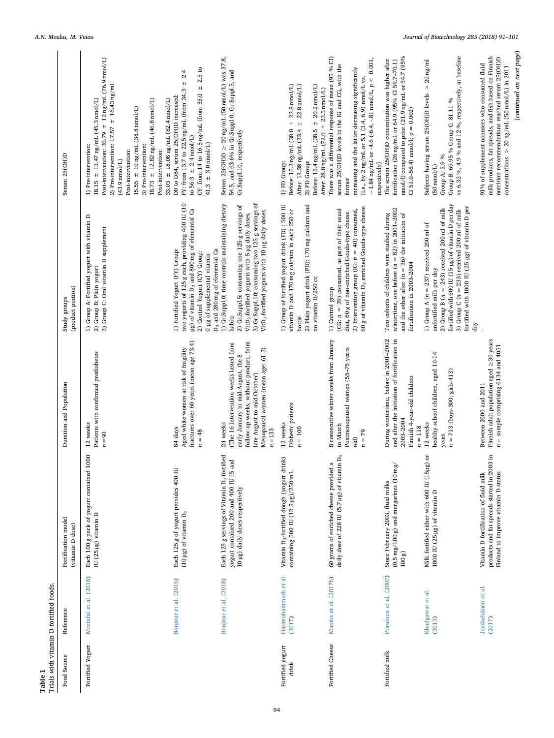**Table 1**
Trials with vitamin D fortified foods.

| Food Source | Reference | Fortification model (vitamin D dose) | Duration and Population | Study groups (product portion) | Serum 25(OH)D |
|---|---|---|---|---|---|
| Fortified Yogurt | Mostafai et al. (2018) | Each 100 g pack of yogurt contained 1000 IU (25 μg) vitamin D | 12 weeks<br>Patients with confirmed prediabetes<br>n = 90 | 1) Group A: Fortified yogurt with vitamin D<br>2) Group B: Plain yogurt<br>3) Group C: Oral vitamin D supplement | 1) Pre-intervention:<br>18.15 ± 13.47 ng/mL (45.3 nmol/L)<br>Post-intervention: 30.79 ± 12 ng/mL (76.9 nmol/L)<br>2) Pre-intervention: 17.57 ± 16.43 ng/mL (43.9 nmol/L)<br>Post-intervention:<br>15.55 ± 10 ng/mL (38.8 nmol/L)<br>3) Pre-intervention:<br>18.73 ± 12.82 ng/mL (46.8 nmol/L)<br>Post-intervention:<br>33.03 ± 18.08 ng/mL (82.4 nmol/L) |
| | Bonjour et al. (2015) | Each 125 g of yogurt provides 400 IU (10 μg) of vitamin $D_3$ | 84 days<br>Aged white women at risk of fragility fractures over 60 years (mean age 73.4)<br>n = 48 | 1) Fortified Yogurt (FY) Group:<br>two yogurts of 125 g each, providing 400 IU (10 μg) of vitamin $D_3$ and 800 mg of elemental Ca<br>2) Control Yogurt (CY) Group:<br>0 μg of supplemental vitamin $D_3$ and 280 mg of elemental Ca | D0 to D84, serum 25(OH)D increased:<br>FY: from 13.7 to 22.5 ng/mL (from 34.3 ± 2.4 to 56.3 ± 2.4 nmol/L)<br>CY: from 14 to 16.5 ng/mL (from 35.0 ± 2.5 to 41.3 ± 3.0 nmol/L) |
| | Bonjour et al. (2018) | Each 125 g servings of Vitamin $D_3$-fortified yogurt contained 200 and 400 IU (5 and 10 μg) daily doses respectively | 24 weeks<br>(The 16 intervention weeks lasted from early January to mid-August, the 8 follow-up weeks, without product, from late August to mid-October)<br>Menopausal women (mean age: 61.5)<br>n = 133 | 1) Gr.Suppl.0: time controls maintaining dietary habits<br>2) Gr.Suppl.5: consuming one 125-g servings of Vit$D_3$-fortified yogurts with 5 μg daily doses.<br>3) Gr.Suppl.10: consuming two 125-g servings of Vit$D_3$-fortified yogurts with 10 μg daily doses. | Serum 25(OH)D ≥ 20 ng/mL (50 nmol/L) was 37.8, 54.5, and 63.6% in Gr.Suppl.0, Gr.Suppl.5, and Gr.Suppl.10, respectively |
| Fortified yogurt drink | Hajimohammadi et al. (2017) | Vitamin $D_3$-fortified doogh (yogurt drink) containing 500 IU (12.5 μg)/250 mL | 12 weeks<br>Diabetic patients<br>n = 100 | 1) Group of fortified yogurt drink (FD) : 500 IU vitamin D and 170 mg calcium in each 250 cc bottle<br>2) Plain yogurt drink (PD): 170 mg calcium and no vitamin D/250 cc | 1) FD Group:<br>Before: 15.2 ng/mL (38.0 ± 22.8 nmol/L)<br>After: 13.38 ng/mL (33.4 ± 22.8 nmol/L)<br>2) PD Group:<br>Before: 15.4 ng/mL (38.5 ± 20.2 nmol/L)<br>After: 28.8 ng/mL (72.0 ± 23.5 nmol/L) |
| Fortified Cheese | Manios et al. (2017b) | 60 grams of enriched cheese provided a daily dose of 228 IU (5.7 μg) of vitamin $D_3$ | 8 consecutive winter weeks from January to March<br>Postmenopausal women (55–75 years old)<br>n = 79 | 1) Control group<br>(CG: n = 39) consumed, as part of their usual diet, 60 g of non-enriched Gouda-type cheese<br>2) Intervention group (IG: n = 40) consumed, 60 g of vitamin $D_3$ enriched Gouda-type cheese | There was a differential response of mean (95 % CI) serum 25(OH)D levels in the IG and CG, with the former increasing and the latter decreasing significantly [i.e., by 2 ng/mL or 5.1 (3.4, 6.9) nmol/L vs. −1.84 ng/mL or -4.6 (-6.4, -.8) nmol/L, p < 0.001, respectively] |
| Fortified milk | Piirainen et al. (2007) | Since February 2003, fluid milks (0.5 mg/100 g) and margarines (10 mg/100 g) | During wintertime, before in 2001–2002 and after the initiation of fortification in 2003–2004<br>Finnish 4-year-old children<br>n = 118 | Two cohorts of children were studied during wintertime, one before (n = 82) in 2001–2002 and the other after (n = 36) the initiation of fortification in 2003–2004 | The serum 25(OH)D concentration was higher after fortification (26 ng/mL or 64.9 (95% CI 59.7–70.1) nmol/l) compared to prior (21.9 ng/mL or 54.7 (95% CI 51.0–58.4) nmol/l; p = 0.002) |
| | Khadgawat et al. (2013) | Milk fortified either with 600 IU (15μg) or 1000 IU (25 μg) of vitamin D | 12 weeks<br>healthy school children, aged 10-14 years<br>n = 713 (boys-300; girls-413) | 1) Group A (n = 237) received 200 ml of unfortified milk per day<br>2) Group B (n = 243) received 200 ml of milk fortified with 600 IU (15 μg) of vitamin D per day<br>3) Group C (n = 233) received 200 ml of milk fortified with 1000 IU (25 μg) of vitamin D per day | Subjects having serum 25(OH)D levels > 20 ng/ml (50 nmol/L)<br>Group A: 5.9 %<br>Group B: 69.95 % Group C: 81.11 %<br>vs 6.32 %, 4.9 % and 12 %, respectively, at baseline |
| | Jaaskelainen et al. (2017) | Vitamin D fortification of fluid milk products and fat spreads started in 2003 in Finland to improve vitamin D status | Between 2000 and 2011<br>Finnish adult population aged ≥30 years<br>n = sample comprising 6134 and 4051 | – | 91% of supplement nonusers who consumed fluid milk products, fat spreads, and fish based on Finnish nutrition recommendations reached serum 25(OH)D concentrations > 20 ng/mL (50 nmol/L) in 2011 |

(continued on next page)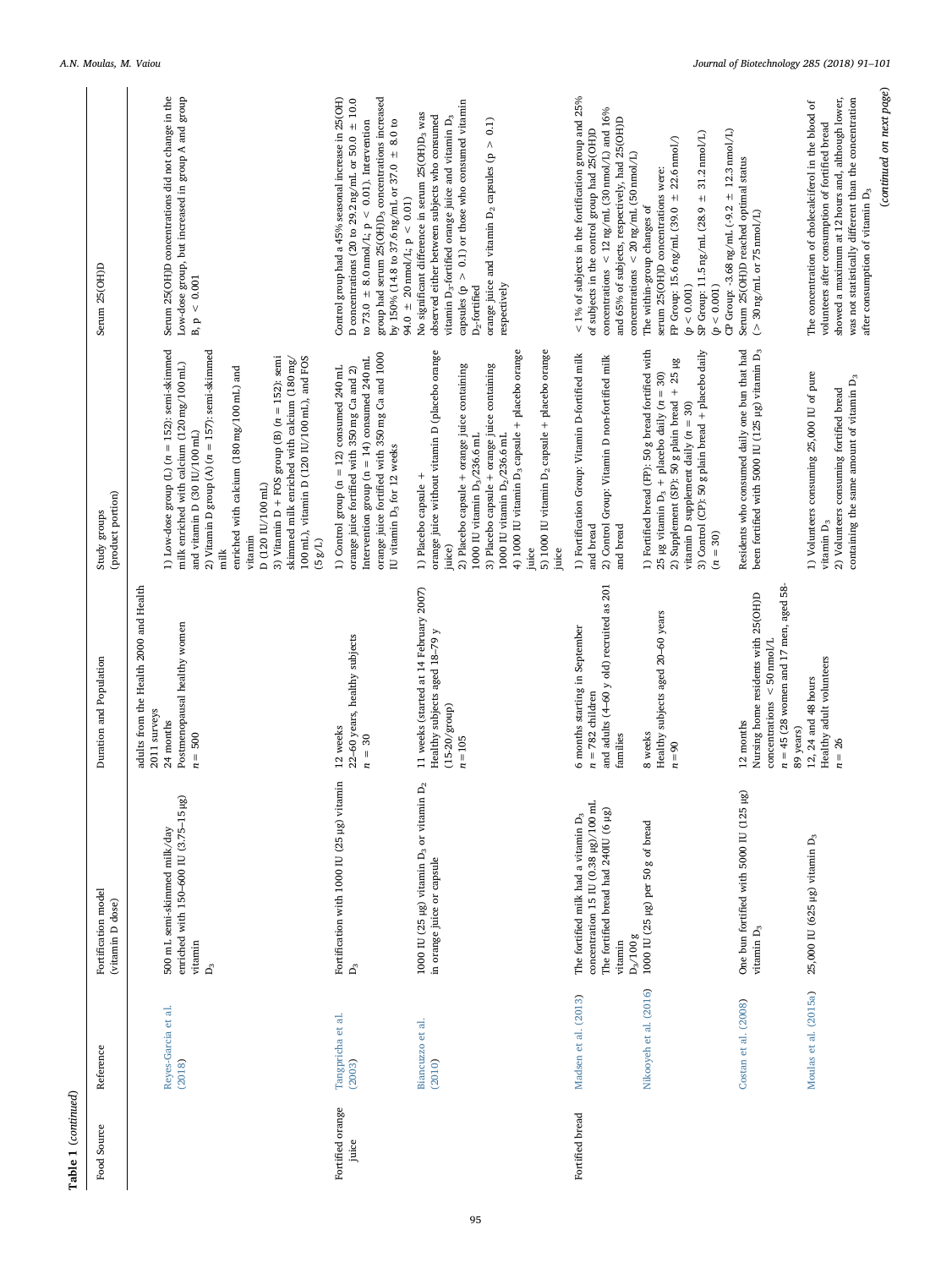Table 1 (continued)

| Food Source | Reference | Fortification model (vitamin D dose) | Duration and Population | Study groups (product portion) | Serum 25(OH)D |
|---|---|---|---|---|---|
| | | | adults from the Health 2000 and Health 2011 surveys | | |
| | Reyes-Garcia et al. (2018) | 500 mL semi-skimmed milk/day enriched with 150–600 IU (3.75–15 μg) vitamin $D_3$ | 24 months Postmenopausal healthy women $n = 500$ | 1) Low-dose group (L) ($n = 152$): semi-skimmed milk enriched with calcium (120 mg/100 mL) and vitamin D (30 IU/100 mL) 2) Vitamin D group (A) ($n = 157$): semi-skimmed milk enriched with calcium (180 mg/100 mL) and vitamin D (120 IU/100 mL) 3) Vitamin D + FOS group (B) ($n = 152$): semi skimmed milk enriched with calcium (180 mg/100 mL), vitamin D (120 IU/100 mL), and FOS (5 g/L) | Serum 25(OH)D concentrations did not change in the Low-dose group, but increased in group A and group B, $p < 0.001$ |
| Fortified orange juice | Tangpricha et al. (2003) | Fortification with 1000 IU (25 μg) vitamin $D_3$ | 12 weeks 22–60 years, healthy subjects $n = 30$ | 1) Control group ($n = 12$) consumed 240 mL orange juice fortified with 350 mg Ca and 2) Intervention group ($n = 14$) consumed 240 mL orange juice fortified with 350 mg Ca and 1000 IU vitamin $D_3$ for 12 weeks | Control group had a 45% seasonal increase in 25(OH) D concentrations (20 to 29.2 ng/mL or 50.0 ± 10.0 to 73.0 ± 8.0 nmol/L; $p < 0.01$). Intervention group had serum 25(OH)$D_3$ concentrations increased by 150% (14.8 to 37.6 ng/mL or 37.0 ± 8.0 to 94.0 ± 20 nmol/L; $p < 0.01$) |
| | Biancuzzo et al. (2010) | 1000 IU (25 μg) vitamin $D_3$ or vitamin $D_2$ in orange juice or capsule | 11 weeks (started at 14 February 2007) Healthy subjects aged 18–79 y (15-20/group) $n = 105$ | 1) Placebo capsule + orange juice without vitamin D (placebo orange juice) 2) Placebo capsule + orange juice containing 1000 IU vitamin $D_3$/236.6 mL 3) Placebo capsule + orange juice containing 1000 IU vitamin $D_2$/236.6 mL 4) 1000 IU vitamin $D_3$ capsule + placebo orange juice 5) 1000 IU vitamin $D_2$ capsule + placebo orange juice | No significant difference in serum 25(OH)$D_3$ was observed either between subjects who consumed vitamin $D_3$-fortified orange juice and vitamin $D_3$ capsules ($p > 0.1$) or those who consumed vitamin $D_2$-fortified orange juice and vitamin $D_2$ capsules ($p > 0.1$) respectively |
| Fortified bread | Madsen et al. (2013) | The fortified milk had a vitamin $D_3$ concentration 15 IU (0.38 μg)/100 mL The fortified bread had 240IU (6 μg) vitamin $D_3$/100 g | 6 months starting in September $n = 782$ children and adults (4–60 y old) recruited as 201 families | 1) Fortification Group: Vitamin D-fortified milk and bread 2) Control Group: Vitamin D non-fortified milk and bread | < 1% of subjects in the fortification group and 25% of subjects in the control group had 25(OH)D concentrations < 12 ng/mL (30 nmol/L) and 16% and 65% of subjects, respectively, had 25(OH)D concentrations < 20 ng/mL (50 nmol/L) |
| | Nikooyeh et al. (2016) | 1000 IU (25 μg) per 50 g of bread | 8 weeks Healthy subjects aged 20–60 years $n = 90$ | 1) Fortified bread (FP): 50 g bread fortified with 25 μg vitamin $D_3$ + placebo daily ($n = 30$) 2) Supplement (SP): 50 g plain bread + 25 μg vitamin D supplement daily ($n = 30$) 3) Control (CP): 50 g plain bread + placebo daily ($n = 30$) | The within-group changes of serum 25(OH)D concentrations were: FP Group: 15.6 ng/mL (39.0 ± 22.6 nmol/) ($p < 0.001$) SP Group: 11.5 ng/mL (28.9 ± 31.2 nmol/L) ($p < 0.001$) CP Group: -3.68 ng/mL (-9.2 ± 12.3 nmol/L) |
| | Costan et al. (2008) | One bun fortified with 5000 IU (125 μg) vitamin $D_3$ | 12 months Nursing home residents with 25(OH)D concentrations < 50 nmol/L $n = 45$ (28 women and 17 men, aged 58-89 years) | Residents who consumed daily one bun that had been fortified with 5000 IU (125 μg) vitamin $D_3$ | Serum 25(OH)D reached optimal status (> 30 ng/mL or 75 nmol/L) |
| | Moulas et al. (2015a) | 25,000 IU (625 μg) vitamin $D_3$ | 12, 24 and 48 hours Healthy adult volunteers $n = 26$ | 1) Volunteers consuming 25,000 IU of pure vitamin $D_3$ 2) Volunteers consuming fortified bread containing the same amount of vitamin $D_3$ | The concentration of cholecalciferol in the blood of volunteers after consumption of fortified bread showed a maximum at 12 hours and, although lower, was not statistically different than the concentration after consumption of vitamin $D_3$ |

(continued on next page)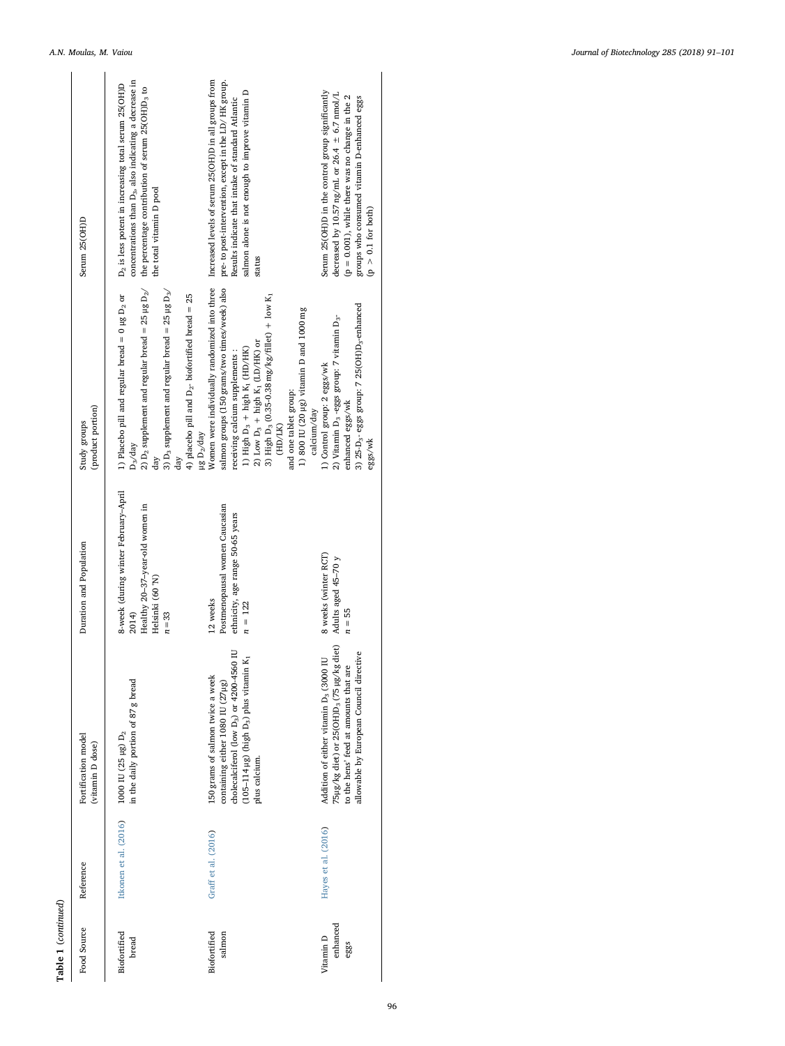**Table 1** (*continued*)

| Food Source | Reference | Fortification model (vitamin D dose) | Duration and Population | Study groups (product portion) | Serum 25(OH)D |
|---|---|---|---|---|---|
| Biofortified bread | Itkonen et al. (2016) | 1000 IU (25 μg) $D_2$ in the daily portion of 87 g bread | 8-week (during winter February–April 2014) Healthy 20–37-year-old women in Helsinki (60 °N) $n = 33$ | 1) Placebo pill and regular bread = 0 μg $D_2$ or $D_3$/day 2) $D_2$ supplement and regular bread = 25 μg $D_2$/day 3) $D_3$ supplement and regular bread = 25 μg $D_3$/day 4) placebo pill and $D_2$- biofortified bread = 25 μg $D_2$/day | $D_2$ is less potent in increasing total serum 25(OH)D concentrations than $D_3$, also indicating a decrease in the percentage contribution of serum 25(OH)$D_3$ to the total vitamin D pool |
| Biofortified salmon | Graff et al. (2016) | 150 grams of salmon twice a week containing either 1080 IU (27μg) cholecalciferol (low $D_3$) or 4200-4560 IU (105–114 μg) (high $D_3$) plus vitamin $K_1$ plus calcium. | 12 weeks Postmenopausal women Caucasian ethnicity, age range 50-65 years $n = 122$ | Women were individually randomized into three salmon groups (150 grams/two times/week) also receiving calcium supplements : 1) High $D_3$ + high $K_1$ (HD/HK) 2) Low $D_3$ + high $K_1$ (LD/HK) or 3) High $D_3$ (0.35-0.38 mg/kg/fillet) + low $K_1$ (HD/LK) and one tablet group: 1) 800 IU (20 μg) vitamin D and 1000 mg calcium/day | Increased levels of serum 25(OH)D in all groups from pre- to post-intervention, except in the LD/ HK group. Results indicate that intake of standard Atlantic salmon alone is not enough to improve vitamin D status |
| Vitamin D enhanced eggs | Hayes et al. (2016) | Addition of either vitamin $D_3$ (3000 IU 75μg/kg diet) or 25(OH)$D_3$ (75 μg/kg diet) to the hens' feed at amounts that are allowable by European Council directive | 8 weeks (winter RCT) Adults aged 45–70 y $n = 55$ | 1) Control group: 2 eggs/wk 2) Vitamin $D_3$ -eggs group: 7 vitamin $D_3$-enhanced eggs/wk 3) 25-$D_3$- eggs group: 7 25(OH)$D_3$-enhanced eggs/wk | Serum 25(OH)D in the control group significantly decreased by 10.57 ng/mL or 26.4 ± 6.7 nmol/L ($p = 0.001$), while there was no change in the 2 groups who consumed vitamin D-enhanced eggs ($p > 0.1$ for both) |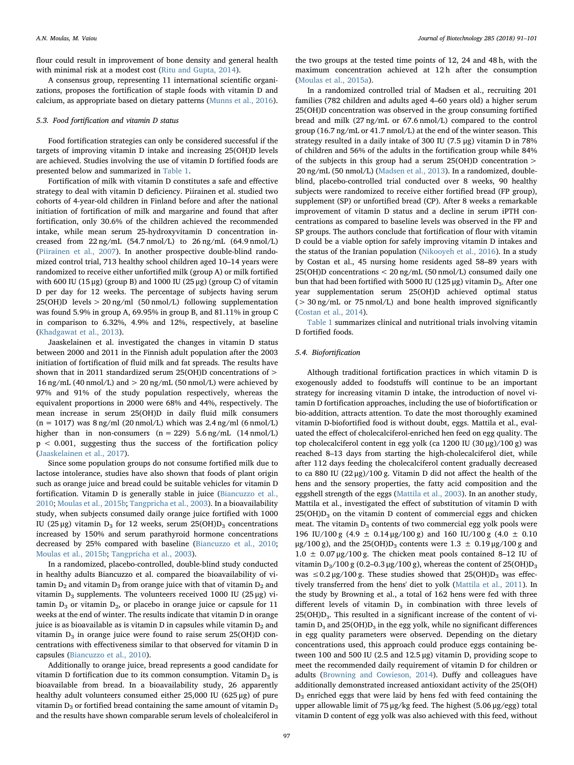flour could result in improvement of bone density and general health with minimal risk at a modest cost (Ritu and Gupta, 2014).

A consensus group, representing 11 international scientific organizations, proposes the fortification of staple foods with vitamin D and calcium, as appropriate based on dietary patterns (Munns et al., 2016).

### 5.3. Food fortification and vitamin D status

Food fortification strategies can only be considered successful if the targets of improving vitamin D intake and increasing 25(OH)D levels are achieved. Studies involving the use of vitamin D fortified foods are presented below and summarized in Table 1.

Fortification of milk with vitamin D constitutes a safe and effective strategy to deal with vitamin D deficiency. Piirainen et al. studied two cohorts of 4-year-old children in Finland before and after the national initiation of fortification of milk and margarine and found that after fortification, only 30.6% of the children achieved the recommended intake, while mean serum 25-hydroxyvitamin D concentration increased from 22 ng/mL (54.7 nmol/L) to 26 ng/mL (64.9 nmol/L) (Piirainen et al., 2007). In another prospective double-blind randomized control trial, 713 healthy school children aged 10–14 years were randomized to receive either unfortified milk (group A) or milk fortified with 600 IU (15 μg) (group B) and 1000 IU (25 μg) (group C) of vitamin D per day for 12 weeks. The percentage of subjects having serum 25(OH)D levels > 20 ng/ml (50 nmol/L) following supplementation was found 5.9% in group A, 69.95% in group B, and 81.11% in group C in comparison to 6.32%, 4.9% and 12%, respectively, at baseline (Khadgawat et al., 2013).

Jaaskelainen et al. investigated the changes in vitamin D status between 2000 and 2011 in the Finnish adult population after the 2003 initiation of fortification of fluid milk and fat spreads. The results have shown that in 2011 standardized serum 25(OH)D concentrations of > 16 ng/mL (40 nmol/L) and > 20 ng/mL (50 nmol/L) were achieved by 97% and 91% of the study population respectively, whereas the equivalent proportions in 2000 were 68% and 44%, respectively. The mean increase in serum 25(OH)D in daily fluid milk consumers (n = 1017) was 8 ng/ml (20 nmol/L) which was 2.4 ng/ml (6 nmol/L) higher than in non-consumers (n = 229) 5.6 ng/mL (14 nmol/L) $p < 0.001$, suggesting thus the success of the fortification policy (Jaaskelainen et al., 2017).

Since some population groups do not consume fortified milk due to lactose intolerance, studies have also shown that foods of plant origin such as orange juice and bread could be suitable vehicles for vitamin D fortification. Vitamin D is generally stable in juice (Biancuzzo et al., 2010; Moulas et al., 2015b; Tangpricha et al., 2003). In a bioavailability study, when subjects consumed daily orange juice fortified with 1000 IU (25 μg) vitamin $D_3$ for 12 weeks, serum $25(OH)D_3$ concentrations increased by 150% and serum parathyroid hormone concentrations decreased by 25% compared with baseline (Biancuzzo et al., 2010; Moulas et al., 2015b; Tangpricha et al., 2003).

In a randomized, placebo-controlled, double-blind study conducted in healthy adults Biancuzzo et al. compared the bioavailability of vitamin $D_2$ and vitamin $D_3$ from orange juice with that of vitamin $D_2$ and vitamin $D_3$ supplements. The volunteers received 1000 IU (25 μg) vitamin $D_3$ or vitamin $D_2$, or placebo in orange juice or capsule for 11 weeks at the end of winter. The results indicate that vitamin D in orange juice is as bioavailable as is vitamin D in capsules while vitamin $D_2$ and vitamin $D_3$ in orange juice were found to raise serum 25(OH)D concentrations with effectiveness similar to that observed for vitamin D in capsules (Biancuzzo et al., 2010).

Additionally to orange juice, bread represents a good candidate for vitamin D fortification due to its common consumption. Vitamin $D_3$ is bioavailable from bread. In a bioavailability study, 26 apparently healthy adult volunteers consumed either 25,000 IU (625 μg) of pure vitamin $D_3$ or fortified bread containing the same amount of vitamin $D_3$ and the results have shown comparable serum levels of cholealciferol in the two groups at the tested time points of 12, 24 and 48 h, with the maximum concentration achieved at 12 h after the consumption (Moulas et al., 2015a).

In a randomized controlled trial of Madsen et al., recruiting 201 families (782 children and adults aged 4–60 years old) a higher serum 25(OH)D concentration was observed in the group consuming fortified bread and milk (27 ng/mL or 67.6 nmol/L) compared to the control group (16.7 ng/mL or 41.7 nmol/L) at the end of the winter season. This strategy resulted in a daily intake of 300 IU (7.5 μg) vitamin D in 78% of children and 56% of the adults in the fortification group while 84% of the subjects in this group had a serum 25(OH)D concentration > 20 ng/mL (50 nmol/L) (Madsen et al., 2013). In a randomized, double-blind, placebo-controlled trial conducted over 8 weeks, 90 healthy subjects were randomized to receive either fortified bread (FP group), supplement (SP) or unfortified bread (CP). After 8 weeks a remarkable improvement of vitamin D status and a decline in serum iPTH concentrations as compared to baseline levels was observed in the FP and SP groups. The authors conclude that fortification of flour with vitamin D could be a viable option for safely improving vitamin D intakes and the status of the Iranian population (Nikooyeh et al., 2016). In a study by Costan et al., 45 nursing home residents aged 58–89 years with 25(OH)D concentrations < 20 ng/mL (50 nmol/L) consumed daily one bun that had been fortified with 5000 IU (125 μg) vitamin $D_3$. After one year supplementation serum 25(OH)D achieved optimal status (> 30 ng/mL or 75 nmol/L) and bone health improved significantly (Costan et al., 2014).

Table 1 summarizes clinical and nutritional trials involving vitamin D fortified foods.

### 5.4. Biofortification

Although traditional fortification practices in which vitamin D is exogenously added to foodstuffs will continue to be an important strategy for increasing vitamin D intake, the introduction of novel vitamin D fortification approaches, including the use of biofortification or bio-addition, attracts attention. To date the most thoroughly examined vitamin D-biofortified food is without doubt, eggs. Mattila et al., evaluated the effect of cholecalciferol-enriched hen feed on egg quality. The top cholecalciferol content in egg yolk (ca 1200 IU (30 μg)/100 g) was reached 8–13 days from starting the high-cholecalciferol diet, while after 112 days feeding the cholecalciferol content gradually decreased to ca 880 IU (22 μg)/100 g. Vitamin D did not affect the health of the hens and the sensory properties, the fatty acid composition and the eggshell strength of the eggs (Mattila et al., 2003). In an another study, Mattila et al., investigated the effect of substitution of vitamin D with $25(OH)D_3$ on the vitamin D content of commercial eggs and chicken meat. The vitamin $D_3$ contents of two commercial egg yolk pools were 196 IU/100 g (4.9 ± 0.14 μg/100 g) and 160 IU/100 g (4.0 ± 0.10 μg/100 g), and the $25(OH)D_3$ contents were 1.3 ± 0.19 μg/100 g and 1.0 ± 0.07 μg/100 g. The chicken meat pools contained 8–12 IU of vitamin $D_3$/100 g (0.2–0.3 μg/100 g), whereas the content of $25(OH)D_3$ was ≤0.2 μg/100 g. These studies showed that $25(OH)D_3$ was effectively transferred from the hens' diet to yolk (Mattila et al., 2011). In the study by Browning et al., a total of 162 hens were fed with three different levels of vitamin $D_3$ in combination with three levels of $25(OH)D_3$. This resulted in a significant increase of the content of vitamin $D_3$ and $25(OH)D_3$ in the egg yolk, while no significant differences in egg quality parameters were observed. Depending on the dietary concentrations used, this approach could produce eggs containing between 100 and 500 IU (2.5 and 12.5 μg) vitamin D, providing scope to meet the recommended daily requirement of vitamin D for children or adults (Browning and Cowieson, 2014). Duffy and colleagues have additionally demonstrated increased antioxidant activity of the $25(OH)D_3$ enriched eggs that were laid by hens fed with feed containing the upper allowable limit of 75 μg/kg feed. The highest (5.06 μg/egg) total vitamin D content of egg yolk was also achieved with this feed, without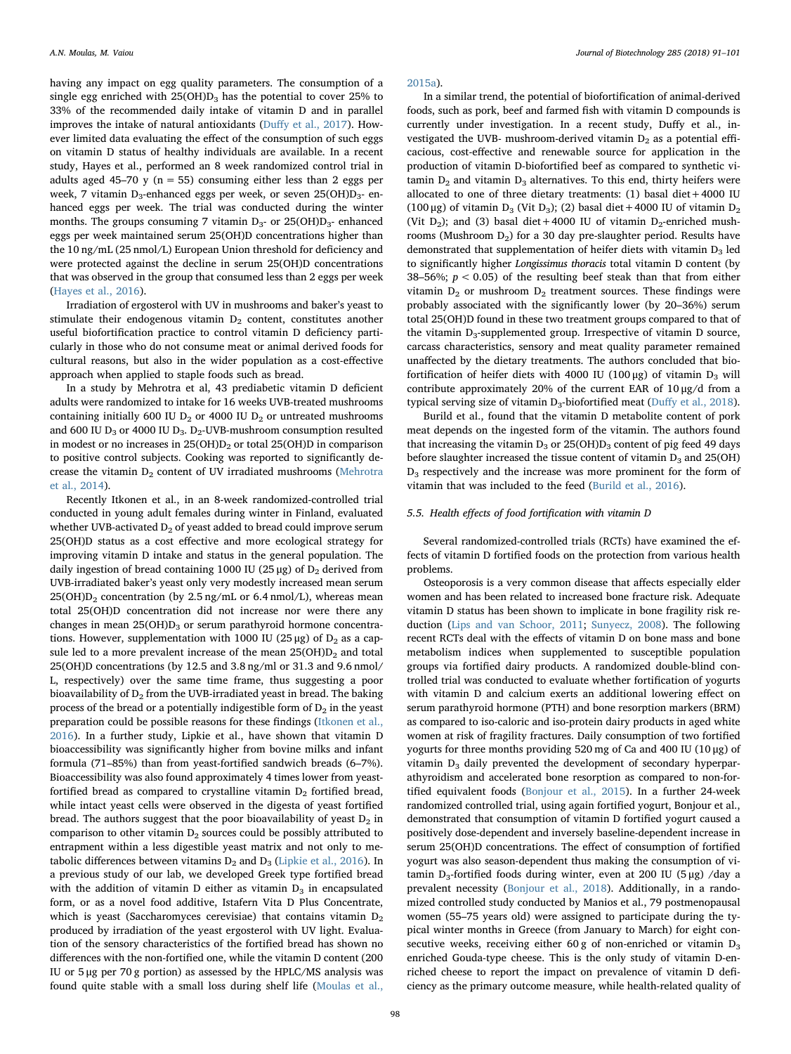having any impact on egg quality parameters. The consumption of a single egg enriched with $25(OH)D_3$ has the potential to cover 25% to 33% of the recommended daily intake of vitamin D and in parallel improves the intake of natural antioxidants (Duffy et al., 2017). However limited data evaluating the effect of the consumption of such eggs on vitamin D status of healthy individuals are available. In a recent study, Hayes et al., performed an 8 week randomized control trial in adults aged 45–70 y (n = 55) consuming either less than 2 eggs per week, 7 vitamin $D_3$-enhanced eggs per week, or seven $25(OH)D_3$- enhanced eggs per week. The trial was conducted during the winter months. The groups consuming 7 vitamin $D_3$- or $25(OH)D_3$- enhanced eggs per week maintained serum 25(OH)D concentrations higher than the 10 ng/mL (25 nmol/L) European Union threshold for deficiency and were protected against the decline in serum 25(OH)D concentrations that was observed in the group that consumed less than 2 eggs per week (Hayes et al., 2016).

Irradiation of ergosterol with UV in mushrooms and baker's yeast to stimulate their endogenous vitamin $D_2$ content, constitutes another useful biofortification practice to control vitamin D deficiency particularly in those who do not consume meat or animal derived foods for cultural reasons, but also in the wider population as a cost-effective approach when applied to staple foods such as bread.

In a study by Mehrotra et al, 43 prediabetic vitamin D deficient adults were randomized to intake for 16 weeks UVB-treated mushrooms containing initially 600 IU $D_2$ or 4000 IU $D_2$ or untreated mushrooms and 600 IU $D_3$ or 4000 IU $D_3$. $D_2$-UVB-mushroom consumption resulted in modest or no increases in $25(OH)D_2$ or total 25(OH)D in comparison to positive control subjects. Cooking was reported to significantly decrease the vitamin $D_2$ content of UV irradiated mushrooms (Mehrotra et al., 2014).

Recently Itkonen et al., in an 8-week randomized-controlled trial conducted in young adult females during winter in Finland, evaluated whether UVB-activated $D_2$ of yeast added to bread could improve serum 25(OH)D status as a cost effective and more ecological strategy for improving vitamin D intake and status in the general population. The daily ingestion of bread containing 1000 IU (25 μg) of $D_2$ derived from UVB-irradiated baker's yeast only very modestly increased mean serum $25(OH)D_2$ concentration (by 2.5 ng/mL or 6.4 nmol/L), whereas mean total 25(OH)D concentration did not increase nor were there any changes in mean $25(OH)D_3$ or serum parathyroid hormone concentrations. However, supplementation with 1000 IU (25 μg) of $D_2$ as a capsule led to a more prevalent increase of the mean $25(OH)D_2$ and total 25(OH)D concentrations (by 12.5 and 3.8 ng/ml or 31.3 and 9.6 nmol/L, respectively) over the same time frame, thus suggesting a poor bioavailability of $D_2$ from the UVB-irradiated yeast in bread. The baking process of the bread or a potentially indigestible form of $D_2$ in the yeast preparation could be possible reasons for these findings (Itkonen et al., 2016). In a further study, Lipkie et al., have shown that vitamin D bioaccessibility was significantly higher from bovine milks and infant formula (71–85%) than from yeast-fortified sandwich breads (6–7%). Bioaccessibility was also found approximately 4 times lower from yeast-fortified bread as compared to crystalline vitamin $D_2$ fortified bread, while intact yeast cells were observed in the digesta of yeast fortified bread. The authors suggest that the poor bioavailability of yeast $D_2$ in comparison to other vitamin $D_2$ sources could be possibly attributed to entrapment within a less digestible yeast matrix and not only to metabolic differences between vitamins $D_2$ and $D_3$ (Lipkie et al., 2016). In a previous study of our lab, we developed Greek type fortified bread with the addition of vitamin D either as vitamin $D_3$ in encapsulated form, or as a novel food additive, Istafern Vita D Plus Concentrate, which is yeast (Saccharomyces cerevisiae) that contains vitamin $D_2$ produced by irradiation of the yeast ergosterol with UV light. Evaluation of the sensory characteristics of the fortified bread has shown no differences with the non-fortified one, while the vitamin D content (200 IU or 5 μg per 70 g portion) as assessed by the HPLC/MS analysis was found quite stable with a small loss during shelf life (Moulas et al., 2015a).

In a similar trend, the potential of biofortification of animal-derived foods, such as pork, beef and farmed fish with vitamin D compounds is currently under investigation. In a recent study, Duffy et al., investigated the UVB- mushroom-derived vitamin $D_2$ as a potential efficacious, cost-effective and renewable source for application in the production of vitamin D-biofortified beef as compared to synthetic vitamin $D_2$ and vitamin $D_3$ alternatives. To this end, thirty heifers were allocated to one of three dietary treatments: (1) basal diet + 4000 IU (100 μg) of vitamin $D_3$ (Vit $D_3$); (2) basal diet + 4000 IU of vitamin $D_2$ (Vit $D_2$); and (3) basal diet + 4000 IU of vitamin $D_2$-enriched mushrooms (Mushroom $D_2$) for a 30 day pre-slaughter period. Results have demonstrated that supplementation of heifer diets with vitamin $D_3$ led to significantly higher *Longissimus thoracis* total vitamin D content (by 38–56%; $p < 0.05$) of the resulting beef steak than that from either vitamin $D_2$ or mushroom $D_2$ treatment sources. These findings were probably associated with the significantly lower (by 20–36%) serum total 25(OH)D found in these two treatment groups compared to that of the vitamin $D_3$-supplemented group. Irrespective of vitamin D source, carcass characteristics, sensory and meat quality parameter remained unaffected by the dietary treatments. The authors concluded that biofortification of heifer diets with 4000 IU (100 μg) of vitamin $D_3$ will contribute approximately 20% of the current EAR of 10 μg/d from a typical serving size of vitamin $D_3$-biofortified meat (Duffy et al., 2018).

Burild et al., found that the vitamin D metabolite content of pork meat depends on the ingested form of the vitamin. The authors found that increasing the vitamin $D_3$ or $25(OH)D_3$ content of pig feed 49 days before slaughter increased the tissue content of vitamin $D_3$ and 25(OH) $D_3$ respectively and the increase was more prominent for the form of vitamin that was included to the feed (Burild et al., 2016).

### 5.5. Health effects of food fortification with vitamin D

Several randomized-controlled trials (RCTs) have examined the effects of vitamin D fortified foods on the protection from various health problems.

Osteoporosis is a very common disease that affects especially elder women and has been related to increased bone fracture risk. Adequate vitamin D status has been shown to implicate in bone fragility risk reduction (Lips and van Schoor, 2011; Sunyecz, 2008). The following recent RCTs deal with the effects of vitamin D on bone mass and bone metabolism indices when supplemented to susceptible population groups via fortified dairy products. A randomized double-blind controlled trial was conducted to evaluate whether fortification of yogurts with vitamin D and calcium exerts an additional lowering effect on serum parathyroid hormone (PTH) and bone resorption markers (BRM) as compared to iso-caloric and iso-protein dairy products in aged white women at risk of fragility fractures. Daily consumption of two fortified yogurts for three months providing 520 mg of Ca and 400 IU (10 μg) of vitamin $D_3$ daily prevented the development of secondary hyperparathyroidism and accelerated bone resorption as compared to non-fortified equivalent foods (Bonjour et al., 2015). In a further 24-week randomized controlled trial, using again fortified yogurt, Bonjour et al., demonstrated that consumption of vitamin D fortified yogurt caused a positively dose-dependent and inversely baseline-dependent increase in serum 25(OH)D concentrations. The effect of consumption of fortified yogurt was also season-dependent thus making the consumption of vitamin $D_3$-fortified foods during winter, even at 200 IU (5 μg) /day a prevalent necessity (Bonjour et al., 2018). Additionally, in a randomized controlled study conducted by Manios et al., 79 postmenopausal women (55–75 years old) were assigned to participate during the typical winter months in Greece (from January to March) for eight consecutive weeks, receiving either 60 g of non-enriched or vitamin $D_3$ enriched Gouda-type cheese. This is the only study of vitamin D-enriched cheese to report the impact on prevalence of vitamin D deficiency as the primary outcome measure, while health-related quality of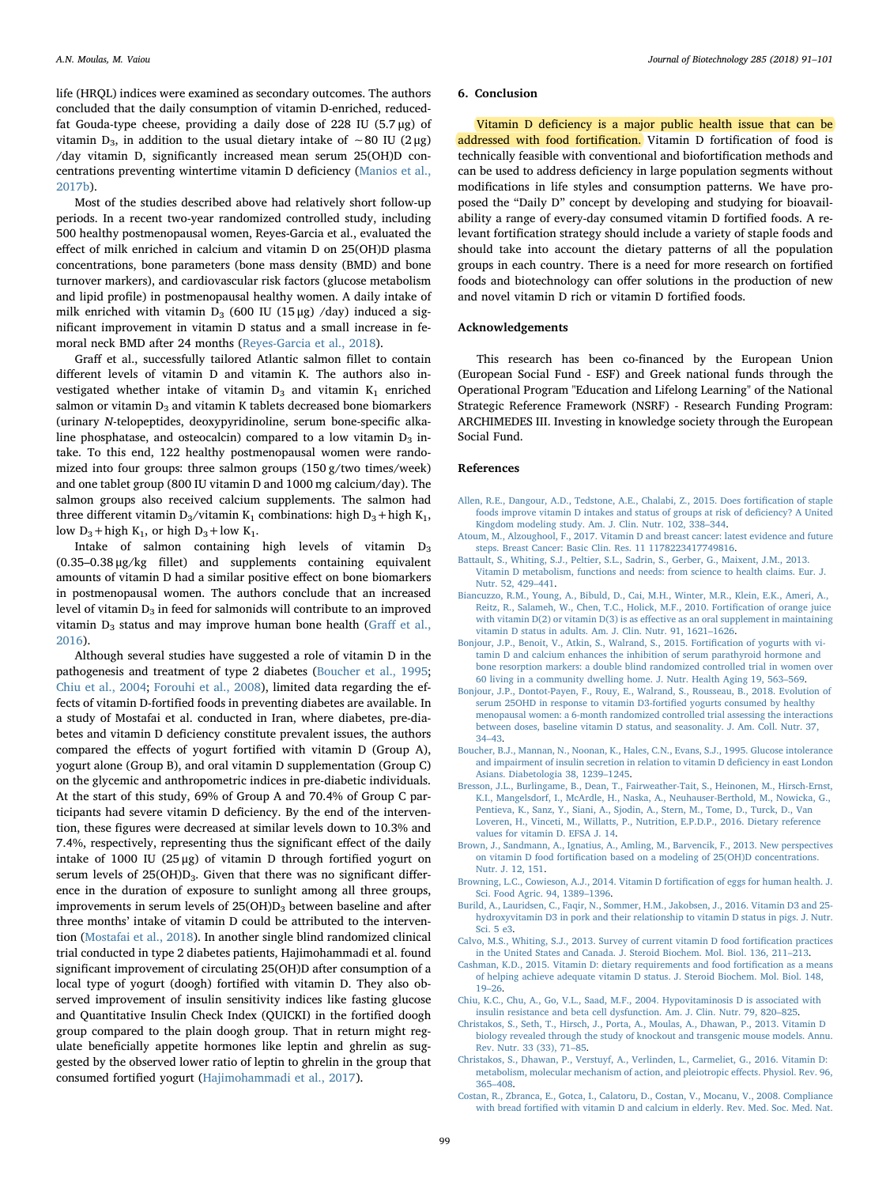life (HRQL) indices were examined as secondary outcomes. The authors concluded that the daily consumption of vitamin D-enriched, reduced-fat Gouda-type cheese, providing a daily dose of 228 IU (5.7 μg) of vitamin $D_3$, in addition to the usual dietary intake of ∼80 IU (2 μg) /day vitamin D, significantly increased mean serum 25(OH)D concentrations preventing wintertime vitamin D deficiency (Manios et al., 2017b).

Most of the studies described above had relatively short follow-up periods. In a recent two-year randomized controlled study, including 500 healthy postmenopausal women, Reyes-Garcia et al., evaluated the effect of milk enriched in calcium and vitamin D on 25(OH)D plasma concentrations, bone parameters (bone mass density (BMD) and bone turnover markers), and cardiovascular risk factors (glucose metabolism and lipid profile) in postmenopausal healthy women. A daily intake of milk enriched with vitamin $D_3$ (600 IU (15 μg) /day) induced a significant improvement in vitamin D status and a small increase in femoral neck BMD after 24 months (Reyes-Garcia et al., 2018).

Graff et al., successfully tailored Atlantic salmon fillet to contain different levels of vitamin D and vitamin K. The authors also investigated whether intake of vitamin $D_3$ and vitamin $K_1$ enriched salmon or vitamin $D_3$ and vitamin K tablets decreased bone biomarkers (urinary *N*-telopeptides, deoxypyridinoline, serum bone-specific alkaline phosphatase, and osteocalcin) compared to a low vitamin $D_3$ intake. To this end, 122 healthy postmenopausal women were randomized into four groups: three salmon groups (150 g/two times/week) and one tablet group (800 IU vitamin D and 1000 mg calcium/day). The salmon groups also received calcium supplements. The salmon had three different vitamin $D_3$/vitamin $K_1$ combinations: high $D_3$ + high $K_1$, low $D_3$ + high $K_1$, or high $D_3$ + low $K_1$.

Intake of salmon containing high levels of vitamin $D_3$ (0.35–0.38 μg/kg fillet) and supplements containing equivalent amounts of vitamin D had a similar positive effect on bone biomarkers in postmenopausal women. The authors conclude that an increased level of vitamin $D_3$ in feed for salmonids will contribute to an improved vitamin $D_3$ status and may improve human bone health (Graff et al., 2016).

Although several studies have suggested a role of vitamin D in the pathogenesis and treatment of type 2 diabetes (Boucher et al., 1995; Chiu et al., 2004; Forouhi et al., 2008), limited data regarding the effects of vitamin D-fortified foods in preventing diabetes are available. In a study of Mostafai et al. conducted in Iran, where diabetes, pre-diabetes and vitamin D deficiency constitute prevalent issues, the authors compared the effects of yogurt fortified with vitamin D (Group A), yogurt alone (Group B), and oral vitamin D supplementation (Group C) on the glycemic and anthropometric indices in pre-diabetic individuals. At the start of this study, 69% of Group A and 70.4% of Group C participants had severe vitamin D deficiency. By the end of the intervention, these figures were decreased at similar levels down to 10.3% and 7.4%, respectively, representing thus the significant effect of the daily intake of 1000 IU (25 μg) of vitamin D through fortified yogurt on serum levels of 25(OH)$D_3$. Given that there was no significant difference in the duration of exposure to sunlight among all three groups, improvements in serum levels of 25(OH)$D_3$ between baseline and after three months' intake of vitamin D could be attributed to the intervention (Mostafai et al., 2018). In another single blind randomized clinical trial conducted in type 2 diabetes patients, Hajimohammadi et al. found significant improvement of circulating 25(OH)D after consumption of a local type of yogurt (doogh) fortified with vitamin D. They also observed improvement of insulin sensitivity indices like fasting glucose and Quantitative Insulin Check Index (QUICKI) in the fortified doogh group compared to the plain doogh group. That in return might regulate beneficially appetite hormones like leptin and ghrelin as suggested by the observed lower ratio of leptin to ghrelin in the group that consumed fortified yogurt (Hajimohammadi et al., 2017).

## 6. Conclusion

Vitamin D deficiency is a major public health issue that can be addressed with food fortification. Vitamin D fortification of food is technically feasible with conventional and biofortification methods and can be used to address deficiency in large population segments without modifications in life styles and consumption patterns. We have proposed the "Daily D" concept by developing and studying for bioavailability a range of every-day consumed vitamin D fortified foods. A relevant fortification strategy should include a variety of staple foods and should take into account the dietary patterns of all the population groups in each country. There is a need for more research on fortified foods and biotechnology can offer solutions in the production of new and novel vitamin D rich or vitamin D fortified foods.

## Acknowledgements

This research has been co-financed by the European Union (European Social Fund - ESF) and Greek national funds through the Operational Program "Education and Lifelong Learning" of the National Strategic Reference Framework (NSRF) - Research Funding Program: ARCHIMEDES III. Investing in knowledge society through the European Social Fund.

## References

Allen, R.E., Dangour, A.D., Tedstone, A.E., Chalabi, Z., 2015. Does fortification of staple foods improve vitamin D intakes and status of groups at risk of deficiency? A United Kingdom modeling study. Am. J. Clin. Nutr. 102, 338–344.

Atoum, M., Alzoughool, F., 2017. Vitamin D and breast cancer: latest evidence and future steps. Breast Cancer: Basic Clin. Res. 11 1178223417749816.

Battault, S., Whiting, S.J., Peltier, S.L., Sadrin, S., Gerber, G., Maixent, J.M., 2013. Vitamin D metabolism, functions and needs: from science to health claims. Eur. J. Nutr. 52, 429–441.

Biancuzzo, R.M., Young, A., Bibuld, D., Cai, M.H., Winter, M.R., Klein, E.K., Ameri, A., Reitz, R., Salameh, W., Chen, T.C., Holick, M.F., 2010. Fortification of orange juice with vitamin D(2) or vitamin D(3) is as effective as an oral supplement in maintaining vitamin D status in adults. Am. J. Clin. Nutr. 91, 1621–1626.

Bonjour, J.P., Benoit, V., Atkin, S., Walrand, S., 2015. Fortification of yogurts with vitamin D and calcium enhances the inhibition of serum parathyroid hormone and bone resorption markers: a double blind randomized controlled trial in women over 60 living in a community dwelling home. J. Nutr. Health Aging 19, 563–569.

Bonjour, J.P., Dontot-Payen, F., Rouy, E., Walrand, S., Rousseau, B., 2018. Evolution of serum 25OHD in response to vitamin D3-fortified yogurts consumed by healthy menopausal women: a 6-month randomized controlled trial assessing the interactions between doses, baseline vitamin D status, and seasonality. J. Am. Coll. Nutr. 37, 34–43.

Boucher, B.J., Mannan, N., Noonan, K., Hales, C.N., Evans, S.J., 1995. Glucose intolerance and impairment of insulin secretion in relation to vitamin D deficiency in east London Asians. Diabetologia 38, 1239–1245.

Bresson, J.L., Burlingame, B., Dean, T., Fairweather-Tait, S., Heinonen, M., Hirsch-Ernst, K.I., Mangelsdorf, I., McArdle, H., Naska, A., Neuhauser-Berthold, M., Nowicka, G., Pentieva, K., Sanz, Y., Siani, A., Sjodin, A., Stern, M., Tome, D., Turck, D., Van Loveren, H., Vinceti, M., Willatts, P., Nutrition, E.P.D.P., 2016. Dietary reference values for vitamin D. EFSA J. 14.

Brown, J., Sandmann, A., Ignatius, A., Amling, M., Barvencik, F., 2013. New perspectives on vitamin D food fortification based on a modeling of 25(OH)D concentrations. Nutr. J. 12, 151.

Browning, L.C., Cowieson, A.J., 2014. Vitamin D fortification of eggs for human health. J. Sci. Food Agric. 94, 1389–1396.

Burild, A., Lauridsen, C., Faqir, N., Sommer, H.M., Jakobsen, J., 2016. Vitamin D3 and 25-hydroxyvitamin D3 in pork and their relationship to vitamin D status in pigs. J. Nutr. Sci. 5 e3.

Calvo, M.S., Whiting, S.J., 2013. Survey of current vitamin D food fortification practices in the United States and Canada. J. Steroid Biochem. Mol. Biol. 136, 211–213.

Cashman, K.D., 2015. Vitamin D: dietary requirements and food fortification as a means of helping achieve adequate vitamin D status. J. Steroid Biochem. Mol. Biol. 148, 19–26.

Chiu, K.C., Chu, A., Go, V.L., Saad, M.F., 2004. Hypovitaminosis D is associated with insulin resistance and beta cell dysfunction. Am. J. Clin. Nutr. 79, 820–825.

Christakos, S., Seth, T., Hirsch, J., Porta, A., Moulas, A., Dhawan, P., 2013. Vitamin D biology revealed through the study of knockout and transgenic mouse models. Annu. Rev. Nutr. 33 (33), 71–85.

Christakos, S., Dhawan, P., Verstuyf, A., Verlinden, L., Carmeliet, G., 2016. Vitamin D: metabolism, molecular mechanism of action, and pleiotropic effects. Physiol. Rev. 96, 365–408.

Costan, R., Zbranca, E., Gotca, I., Calatoru, D., Costan, V., Mocanu, V., 2008. Compliance with bread fortified with vitamin D and calcium in elderly. Rev. Med. Soc. Med. Nat.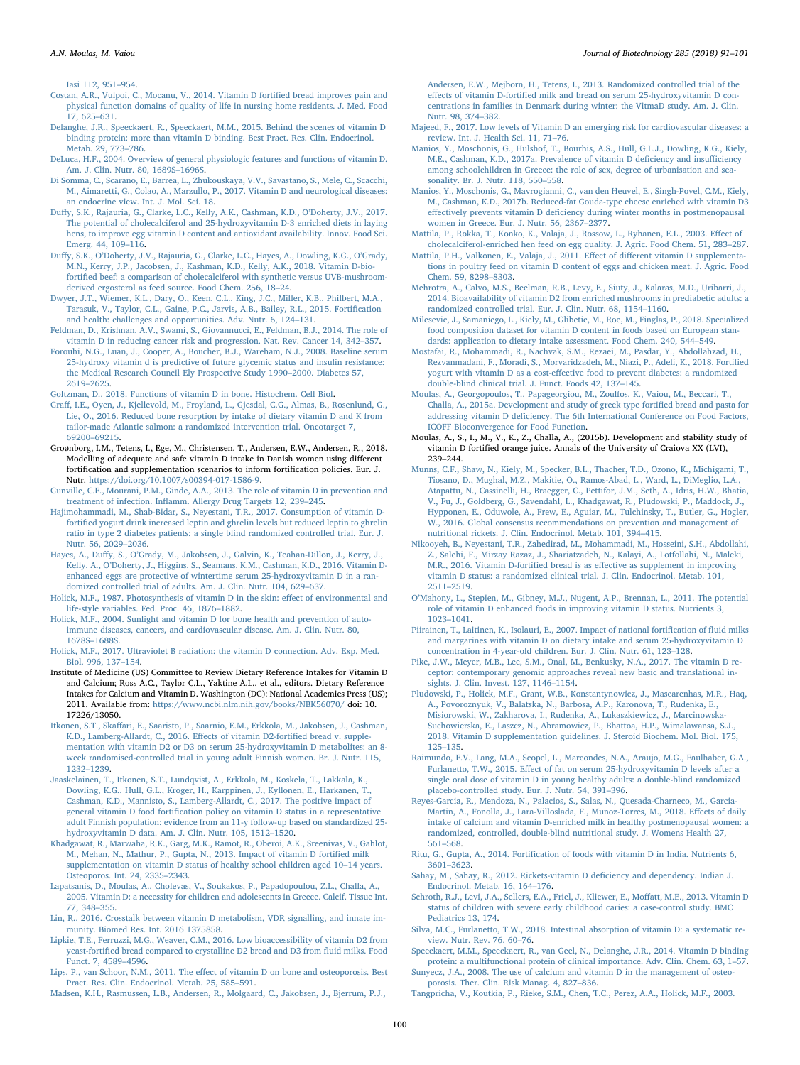Iasi 112, 951–954.

Costan, A.R., Vulpoi, C., Mocanu, V., 2014. Vitamin D fortified bread improves pain and physical function domains of quality of life in nursing home residents. J. Med. Food 17, 625–631.

Delanghe, J.R., Speeckaert, R., Speeckaert, M.M., 2015. Behind the scenes of vitamin D binding protein: more than vitamin D binding. Best Pract. Res. Clin. Endocrinol. Metab. 29, 773–786.

DeLuca, H.F., 2004. Overview of general physiologic features and functions of vitamin D. Am. J. Clin. Nutr. 80, 1689S–1696S.

Di Somma, C., Scarano, E., Barrea, L., Zhukouskaya, V.V., Savastano, S., Mele, C., Scacchi, M., Aimaretti, G., Colao, A., Marzullo, P., 2017. Vitamin D and neurological diseases: an endocrine view. Int. J. Mol. Sci. 18.

Duffy, S.K., Rajauria, G., Clarke, L.C., Kelly, A.K., Cashman, K.D., O'Doherty, J.V., 2017. The potential of cholecalciferol and 25-hydroxyvitamin D-3 enriched diets in laying hens, to improve egg vitamin D content and antioxidant availability. Innov. Food Sci. Emerg. 44, 109–116.

Duffy, S.K., O'Doherty, J.V., Rajauria, G., Clarke, L.C., Hayes, A., Dowling, K.G., O'Grady, M.N., Kerry, J.P., Jacobsen, J., Kashman, K.D., Kelly, A.K., 2018. Vitamin D-biofortified beef: a comparison of cholecalciferol with synthetic versus UVB-mushroom-derived ergosterol as feed source. Food Chem. 256, 18–24.

Dwyer, J.T., Wiemer, K.L., Dary, O., Keen, C.L., King, J.C., Miller, K.B., Philbert, M.A., Tarasuk, V., Taylor, C.L., Gaine, P.C., Jarvis, A.B., Bailey, R.L., 2015. Fortification and health: challenges and opportunities. Adv. Nutr. 6, 124–131.

Feldman, D., Krishnan, A.V., Swami, S., Giovannucci, E., Feldman, B.J., 2014. The role of vitamin D in reducing cancer risk and progression. Nat. Rev. Cancer 14, 342–357.

Forouhi, N.G., Luan, J., Cooper, A., Boucher, B.J., Wareham, N.J., 2008. Baseline serum 25-hydroxy vitamin d is predictive of future glycemic status and insulin resistance: the Medical Research Council Ely Prospective Study 1990–2000. Diabetes 57, 2619–2625.

Goltzman, D., 2018. Functions of vitamin D in bone. Histochem. Cell Biol.

Graff, I.E., Oyen, J., Kjellevold, M., Froyland, L., Gjesdal, C.G., Almas, B., Rosenlund, G., Lie, O., 2016. Reduced bone resorption by intake of dietary vitamin D and K from tailor-made Atlantic salmon: a randomized intervention trial. Oncotarget 7, 69200–69215.

Grøonborg, I.M., Tetens, I., Ege, M., Christensen, T., Andersen, E.W., Andersen, R., 2018. Modelling of adequate and safe vitamin D intake in Danish women using different fortification and supplementation scenarios to inform fortification policies. Eur. J. Nutr. https://doi.org/10.1007/s00394-017-1586-9.

Gunville, C.F., Mourani, P.M., Ginde, A.A., 2013. The role of vitamin D in prevention and treatment of infection. Inflamm. Allergy Drug Targets 12, 239–245.

Hajimohammadi, M., Shab-Bidar, S., Neyestani, T.R., 2017. Consumption of vitamin D-fortified yogurt drink increased leptin and ghrelin levels but reduced leptin to ghrelin ratio in type 2 diabetes patients: a single blind randomized controlled trial. Eur. J. Nutr. 56, 2029–2036.

Hayes, A., Duffy, S., O'Grady, M., Jakobsen, J., Galvin, K., Teahan-Dillon, J., Kerry, J., Kelly, A., O'Doherty, J., Higgins, S., Seamans, K.M., Cashman, K.D., 2016. Vitamin D-enhanced eggs are protective of wintertime serum 25-hydroxyvitamin D in a randomized controlled trial of adults. Am. J. Clin. Nutr. 104, 629–637.

Holick, M.F., 1987. Photosynthesis of vitamin D in the skin: effect of environmental and life-style variables. Fed. Proc. 46, 1876–1882.

Holick, M.F., 2004. Sunlight and vitamin D for bone health and prevention of autoimmune diseases, cancers, and cardiovascular disease. Am. J. Clin. Nutr. 80, 1678S–1688S.

Holick, M.F., 2017. Ultraviolet B radiation: the vitamin D connection. Adv. Exp. Med. Biol. 996, 137–154.

Institute of Medicine (US) Committee to Review Dietary Reference Intakes for Vitamin D and Calcium; Ross A.C., Taylor C.L., Yaktine A.L., et al., editors. Dietary Reference Intakes for Calcium and Vitamin D. Washington (DC): National Academies Press (US); 2011. Available from: https://www.ncbi.nlm.nih.gov/books/NBK56070/ doi: 10.17226/13050.

Itkonen, S.T., Skaffari, E., Saaristo, P., Saarnio, E.M., Erkkola, M., Jakobsen, J., Cashman, K.D., Lamberg-Allardt, C., 2016. Effects of vitamin D2-fortified bread v. supplementation with vitamin D2 or D3 on serum 25-hydroxyvitamin D metabolites: an 8-week randomised-controlled trial in young adult Finnish women. Br. J. Nutr. 115, 1232–1239.

Jaaskelainen, T., Itkonen, S.T., Lundqvist, A., Erkkola, M., Koskela, T., Lakkala, K., Dowling, K.G., Hull, G.L., Kroger, H., Karppinen, J., Kyllonen, E., Harkanen, T., Cashman, K.D., Mannisto, S., Lamberg-Allardt, C., 2017. The positive impact of general vitamin D food fortification policy on vitamin D status in a representative adult Finnish population: evidence from an 11-y follow-up based on standardized 25-hydroxyvitamin D data. Am. J. Clin. Nutr. 105, 1512–1520.

Khadgawat, R., Marwaha, R.K., Garg, M.K., Ramot, R., Oberoi, A.K., Sreenivas, V., Gahlot, M., Mehan, N., Mathur, P., Gupta, N., 2013. Impact of vitamin D fortified milk supplementation on vitamin D status of healthy school children aged 10–14 years. Osteoporos. Int. 24, 2335–2343.

Lapatsanis, D., Moulas, A., Cholevas, V., Soukakos, P., Papadopoulou, Z.L., Challa, A., 2005. Vitamin D: a necessity for children and adolescents in Greece. Calcif. Tissue Int. 77, 348–355.

Lin, R., 2016. Crosstalk between vitamin D metabolism, VDR signalling, and innate immunity. Biomed Res. Int. 2016 1375858.

Lipkie, T.E., Ferruzzi, M.G., Weaver, C.M., 2016. Low bioaccessibility of vitamin D2 from yeast-fortified bread compared to crystalline D2 bread and D3 from fluid milks. Food Funct. 7, 4589–4596.

Lips, P., van Schoor, N.M., 2011. The effect of vitamin D on bone and osteoporosis. Best Pract. Res. Clin. Endocrinol. Metab. 25, 585–591.

Madsen, K.H., Rasmussen, L.B., Andersen, R., Molgaard, C., Jakobsen, J., Bjerrum, P.J., Andersen, E.W., Mejborn, H., Tetens, I., 2013. Randomized controlled trial of the effects of vitamin D-fortified milk and bread on serum 25-hydroxyvitamin D concentrations in families in Denmark during winter: the VitmaD study. Am. J. Clin. Nutr. 98, 374–382.

Majeed, F., 2017. Low levels of Vitamin D an emerging risk for cardiovascular diseases: a review. Int. J. Health Sci. 11, 71–76.

Manios, Y., Moschonis, G., Hulshof, T., Bourhis, A.S., Hull, G.L.J., Dowling, K.G., Kiely, M.E., Cashman, K.D., 2017a. Prevalence of vitamin D deficiency and insufficiency among schoolchildren in Greece: the role of sex, degree of urbanisation and seasonality. Br. J. Nutr. 118, 550–558.

Manios, Y., Moschonis, G., Mavrogianni, C., van den Heuvel, E., Singh-Povel, C.M., Kiely, M., Cashman, K.D., 2017b. Reduced-fat Gouda-type cheese enriched with vitamin D3 effectively prevents vitamin D deficiency during winter months in postmenopausal women in Greece. Eur. J. Nutr. 56, 2367–2377.

Mattila, P., Rokka, T., Konko, K., Valaja, J., Rossow, L., Ryhanen, E.L., 2003. Effect of cholecalciferol-enriched hen feed on egg quality. J. Agric. Food Chem. 51, 283–287.

Mattila, P.H., Valkonen, E., Valaja, J., 2011. Effect of different vitamin D supplementations in poultry feed on vitamin D content of eggs and chicken meat. J. Agric. Food Chem. 59, 8298–8303.

Mehrotra, A., Calvo, M.S., Beelman, R.B., Levy, E., Siuty, J., Kalaras, M.D., Uribarri, J., 2014. Bioavailability of vitamin D2 from enriched mushrooms in prediabetic adults: a randomized controlled trial. Eur. J. Clin. Nutr. 68, 1154–1160.

Milesevic, J., Samaniego, L., Kiely, M., Glibetic, M., Roe, M., Finglas, P., 2018. Specialized food composition dataset for vitamin D content in foods based on European standards: application to dietary intake assessment. Food Chem. 240, 544–549.

Mostafai, R., Mohammadi, R., Nachvak, S.M., Rezaei, M., Pasdar, Y., Abdollahzad, H., Rezvanmadani, F., Moradi, S., Morvaridzadeh, M., Niazi, P., Adeli, K., 2018. Fortified yogurt with vitamin D as a cost-effective food to prevent diabetes: a randomized double-blind clinical trial. J. Funct. Foods 42, 137–145.

Moulas, A., Georgopoulos, T., Papageorgiou, M., Zoulfos, K., Vaiou, M., Beccari, T., Challa, A., 2015a. Development and study of greek type fortified bread and pasta for addressing vitamin D deficiency. The 6th International Conference on Food Factors, ICOFF Bioconvergence for Food Function.

Moulas, A., S., I., M., V., K., Z., Challa, A., (2015b). Development and stability study of vitamin D fortified orange juice. Annals of the University of Craiova XX (LVI), 239–244.

Munns, C.F., Shaw, N., Kiely, M., Specker, B.L., Thacher, T.D., Ozono, K., Michigami, T., Tiosano, D., Mughal, M.Z., Makitie, O., Ramos-Abad, L., Ward, L., DiMeglio, L.A., Atapattu, N., Cassinelli, H., Braegger, C., Pettifor, J.M., Seth, A., Idris, H.W., Bhatia, V., Fu, J., Goldberg, G., Savendahl, L., Khadgawat, R., Pludowski, P., Maddock, J., Hypponen, E., Oduwole, A., Frew, E., Aguiar, M., Tulchinsky, T., Butler, G., Hogler, W., 2016. Global consensus recommendations on prevention and management of nutritional rickets. J. Clin. Endocrinol. Metab. 101, 394–415.

Nikooyeh, B., Neyestani, T.R., Zahedirad, M., Mohammadi, M., Hosseini, S.H., Abdollahi, Z., Salehi, F., Mirzay Razaz, J., Shariatzadeh, N., Kalayi, A., Lotfollahi, N., Maleki, M.R., 2016. Vitamin D-fortified bread is as effective as supplement in improving vitamin D status: a randomized clinical trial. J. Clin. Endocrinol. Metab. 101, 2511–2519.

O'Mahony, L., Stepien, M., Gibney, M.J., Nugent, A.P., Brennan, L., 2011. The potential role of vitamin D enhanced foods in improving vitamin D status. Nutrients 3, 1023–1041.

Piirainen, T., Laitinen, K., Isolauri, E., 2007. Impact of national fortification of fluid milks and margarines with vitamin D on dietary intake and serum 25-hydroxyvitamin D concentration in 4-year-old children. Eur. J. Clin. Nutr. 61, 123–128.

Pike, J.W., Meyer, M.B., Lee, S.M., Onal, M., Benkusky, N.A., 2017. The vitamin D receptor: contemporary genomic approaches reveal new basic and translational insights. J. Clin. Invest. 127, 1146–1154.

Pludowski, P., Holick, M.F., Grant, W.B., Konstantynowicz, J., Mascarenhas, M.R., Haq, A., Povoroznyuk, V., Balatska, N., Barbosa, A.P., Karonova, T., Rudenka, E., Misiorowski, W., Zakharova, I., Rudenka, A., Lukaszkiewicz, J., Marcinowska-Suchowierska, E., Laszcz, N., Abramowicz, P., Bhattoa, H.P., Wimalawansa, S.J., 2018. Vitamin D supplementation guidelines. J. Steroid Biochem. Mol. Biol. 175, 125–135.

Raimundo, F.V., Lang, M.A., Scopel, L., Marcondes, N.A., Araujo, M.G., Faulhaber, G.A., Furlanetto, T.W., 2015. Effect of fat on serum 25-hydroxyvitamin D levels after a single oral dose of vitamin D in young healthy adults: a double-blind randomized placebo-controlled study. Eur. J. Nutr. 54, 391–396.

Reyes-Garcia, R., Mendoza, N., Palacios, S., Salas, N., Quesada-Charneco, M., Garcia-Martin, A., Fonolla, J., Lara-Villoslada, F., Munoz-Torres, M., 2018. Effects of daily intake of calcium and vitamin D-enriched milk in healthy postmenopausal women: a randomized, controlled, double-blind nutritional study. J. Womens Health 27, 561–568.

Ritu, G., Gupta, A., 2014. Fortification of foods with vitamin D in India. Nutrients 6, 3601–3623.

Sahay, M., Sahay, R., 2012. Rickets-vitamin D deficiency and dependency. Indian J. Endocrinol. Metab. 16, 164–176.

Schroth, R.J., Levi, J.A., Sellers, E.A., Friel, J., Kliewer, E., Moffatt, M.E., 2013. Vitamin D status of children with severe early childhood caries: a case-control study. BMC Pediatrics 13, 174.

Silva, M.C., Furlanetto, T.W., 2018. Intestinal absorption of vitamin D: a systematic review. Nutr. Rev. 76, 60–76.

Speeckaert, M.M., Speeckaert, R., van Geel, N., Delanghe, J.R., 2014. Vitamin D binding protein: a multifunctional protein of clinical importance. Adv. Clin. Chem. 63, 1–57.

Sunyecz, J.A., 2008. The use of calcium and vitamin D in the management of osteoporosis. Ther. Clin. Risk Manag. 4, 827–836.

Tangpricha, V., Koutkia, P., Rieke, S.M., Chen, T.C., Perez, A.A., Holick, M.F., 2003.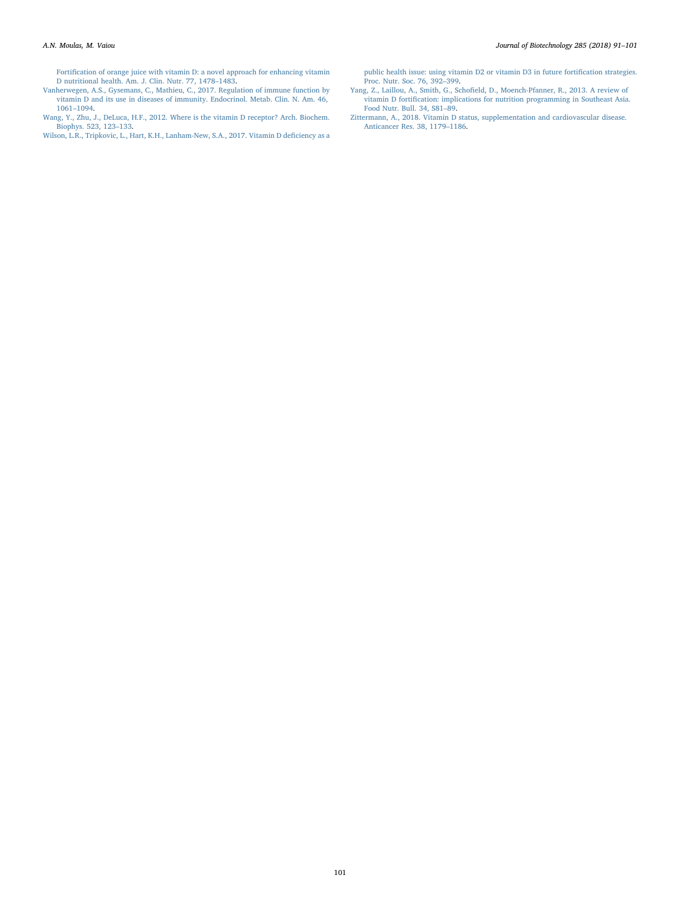Fortification of orange juice with vitamin D: a novel approach for enhancing vitamin D nutritional health. Am. J. Clin. Nutr. 77, 1478–1483.

Vanherwegen, A.S., Gysemans, C., Mathieu, C., 2017. Regulation of immune function by vitamin D and its use in diseases of immunity. Endocrinol. Metab. Clin. N. Am. 46, 1061–1094.

Wang, Y., Zhu, J., DeLuca, H.F., 2012. Where is the vitamin D receptor? Arch. Biochem. Biophys. 523, 123–133.

Wilson, L.R., Tripkovic, L., Hart, K.H., Lanham-New, S.A., 2017. Vitamin D deficiency as a public health issue: using vitamin D2 or vitamin D3 in future fortification strategies. Proc. Nutr. Soc. 76, 392–399.

Yang, Z., Laillou, A., Smith, G., Schofield, D., Moench-Pfanner, R., 2013. A review of vitamin D fortification: implications for nutrition programming in Southeast Asia. Food Nutr. Bull. 34, S81–89.

Zittermann, A., 2018. Vitamin D status, supplementation and cardiovascular disease. Anticancer Res. 38, 1179–1186.